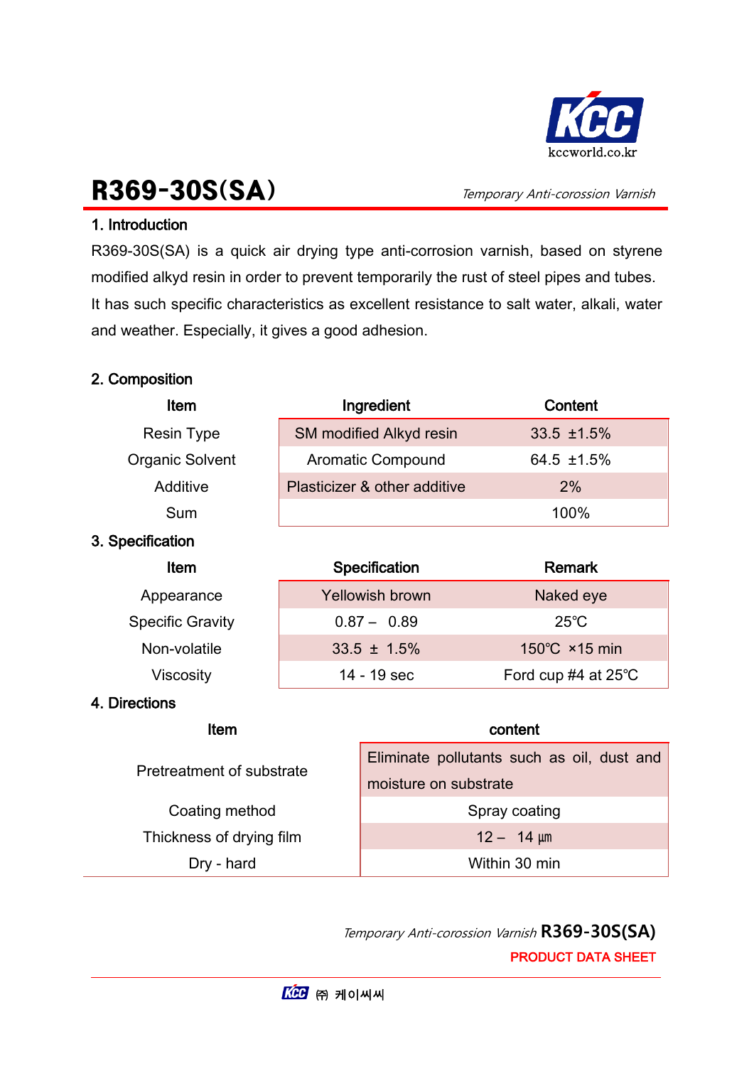# R369-30S(SA)

*Temporary Anti-corossion Varnish*

## 1. Introduction

R369-30S(SA) is a quick air drying type anti-corrosion varnish, based on styrene modified alkyd resin in order to prevent temporarily the rust of steel pipes and tubes. It has such specific characteristics as excellent resistance to salt water, alkali, water and weather. Especially, it gives a good adhesion.

## 2. Composition

| Item | Ingredient | Content |
|---|---|---|
| Resin Type | SM modified Alkyd resin | 33.5 ±1.5% |
| Organic Solvent | Aromatic Compound | 64.5 ±1.5% |
| Additive | Plasticizer & other additive | 2% |
| Sum | | 100% |

## 3. Specification

| Item | Specification | Remark |
|---|---|---|
| Appearance | Yellowish brown | Naked eye |
| Specific Gravity | 0.87 – 0.89 | 25℃ |
| Non-volatile | 33.5 ± 1.5% | 150℃ ×15 min |
| Viscosity | 14 - 19 sec | Ford cup #4 at 25℃ |

## 4. Directions

| Item | content |
|---|---|
| Pretreatment of substrate | Eliminate pollutants such as oil, dust and moisture on substrate |
| Coating method | Spray coating |
| Thickness of drying film | 12 – 14 ㎛ |
| Dry - hard | Within 30 min |

*Temporary Anti-corossion Varnish* **R369-30S(SA)**

**PRODUCT DATA SHEET**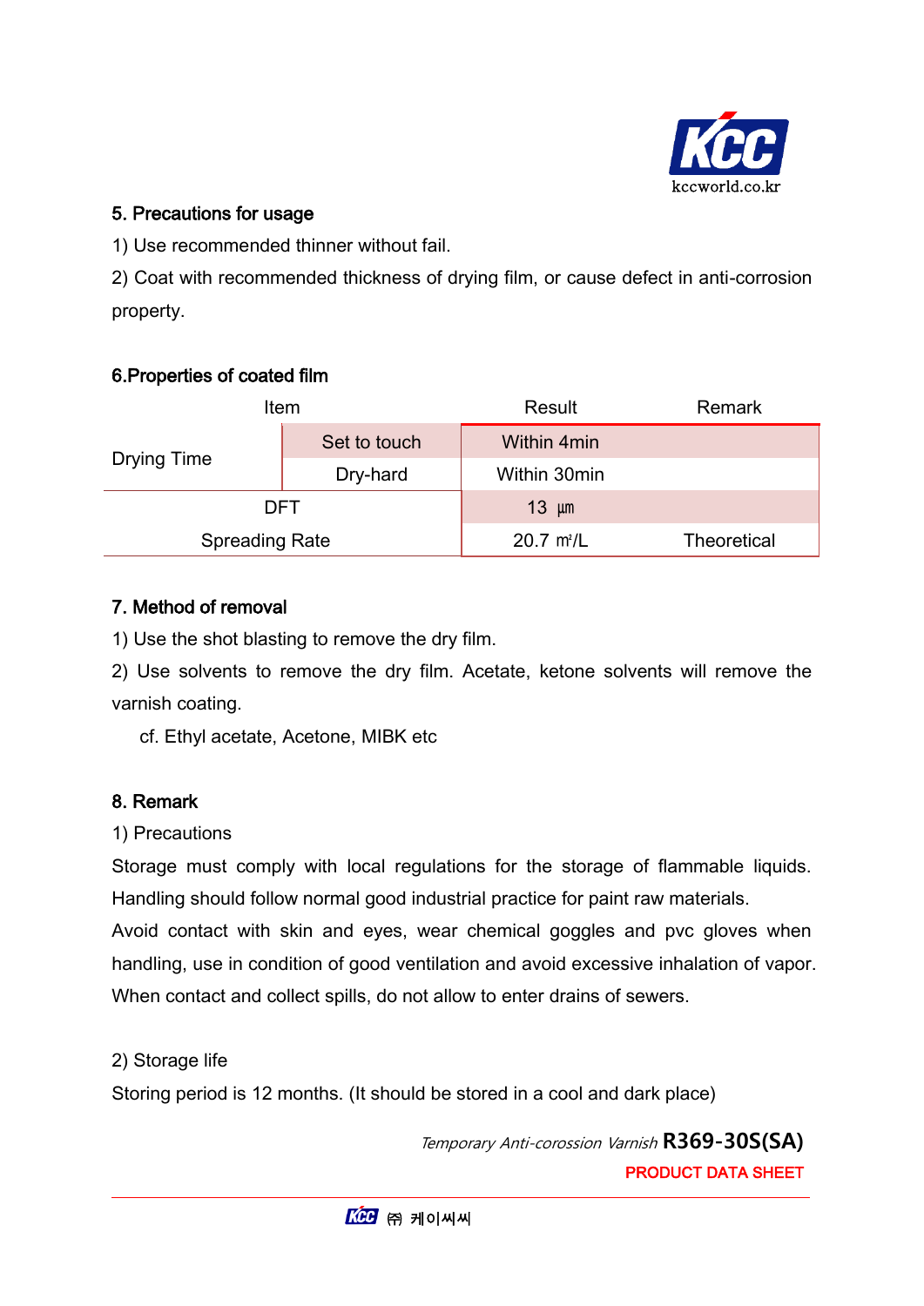## 5. Precautions for usage

1) Use recommended thinner without fail.

2) Coat with recommended thickness of drying film, or cause defect in anti-corrosion property.

## 6.Properties of coated film

| Item | | Result | Remark |
|---|---|---|---|
| Drying Time | Set to touch | Within 4min | |
| | Dry-hard | Within 30min | |
| DFT | | 13 ㎛ | |
| Spreading Rate | | 20.7 ㎡/L | Theoretical |

## 7. Method of removal

1) Use the shot blasting to remove the dry film.

2) Use solvents to remove the dry film. Acetate, ketone solvents will remove the varnish coating.

cf. Ethyl acetate, Acetone, MIBK etc

## 8. Remark

1) Precautions

Storage must comply with local regulations for the storage of flammable liquids. Handling should follow normal good industrial practice for paint raw materials.
Avoid contact with skin and eyes, wear chemical goggles and pvc gloves when handling, use in condition of good ventilation and avoid excessive inhalation of vapor.
When contact and collect spills, do not allow to enter drains of sewers.

2) Storage life

Storing period is 12 months. (It should be stored in a cool and dark place)

*Temporary Anti-corossion Varnish* **R369-30S(SA)**

**PRODUCT DATA SHEET**